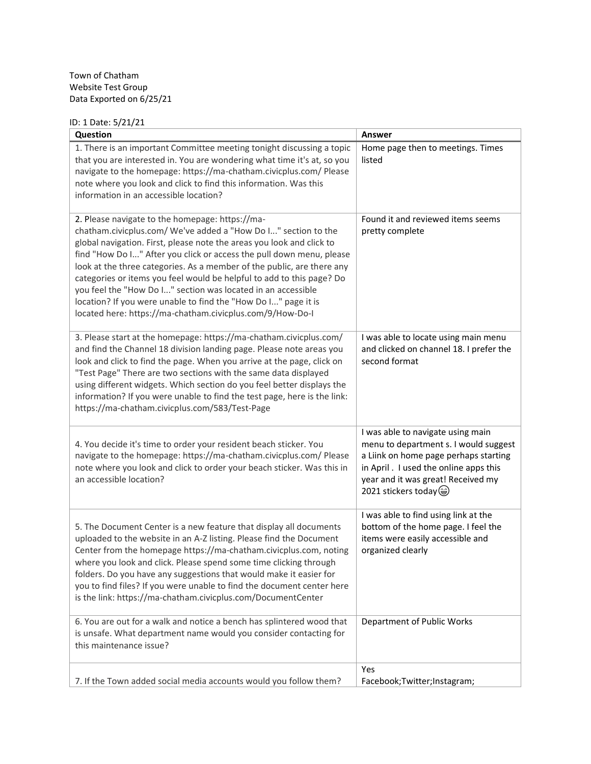Town of Chatham
Website Test Group
Data Exported on 6/25/21

ID: 1 Date: 5/21/21

| Question | Answer |
|---|---|
| 1. There is an important Committee meeting tonight discussing a topic that you are interested in. You are wondering what time it's at, so you navigate to the homepage: https://ma-chatham.civicplus.com/ Please note where you look and click to find this information. Was this information in an accessible location? | Home page then to meetings. Times listed |
| 2. Please navigate to the homepage: https://ma-chatham.civicplus.com/ We've added a "How Do I..." section to the global navigation. First, please note the areas you look and click to find "How Do I..." After you click or access the pull down menu, please look at the three categories. As a member of the public, are there any categories or items you feel would be helpful to add to this page? Do you feel the "How Do I..." section was located in an accessible location? If you were unable to find the "How Do I..." page it is located here: https://ma-chatham.civicplus.com/9/How-Do-I | Found it and reviewed items seems pretty complete |
| 3. Please start at the homepage: https://ma-chatham.civicplus.com/ and find the Channel 18 division landing page. Please note areas you look and click to find the page. When you arrive at the page, click on "Test Page" There are two sections with the same data displayed using different widgets. Which section do you feel better displays the information? If you were unable to find the test page, here is the link: https://ma-chatham.civicplus.com/583/Test-Page | I was able to locate using main menu and clicked on channel 18. I prefer the second format |
| 4. You decide it's time to order your resident beach sticker. You navigate to the homepage: https://ma-chatham.civicplus.com/ Please note where you look and click to order your beach sticker. Was this in an accessible location? | I was able to navigate using main menu to department s. I would suggest a Liink on home page perhaps starting in April . I used the online apps this year and it was great! Received my 2021 stickers today😁 |
| 5. The Document Center is a new feature that display all documents uploaded to the website in an A-Z listing. Please find the Document Center from the homepage https://ma-chatham.civicplus.com, noting where you look and click. Please spend some time clicking through folders. Do you have any suggestions that would make it easier for you to find files? If you were unable to find the document center here is the link: https://ma-chatham.civicplus.com/DocumentCenter | I was able to find using link at the bottom of the home page. I feel the items were easily accessible and organized clearly |
| 6. You are out for a walk and notice a bench has splintered wood that is unsafe. What department name would you consider contacting for this maintenance issue? | Department of Public Works |
| 7. If the Town added social media accounts would you follow them? | Yes<br>Facebook;Twitter;Instagram; |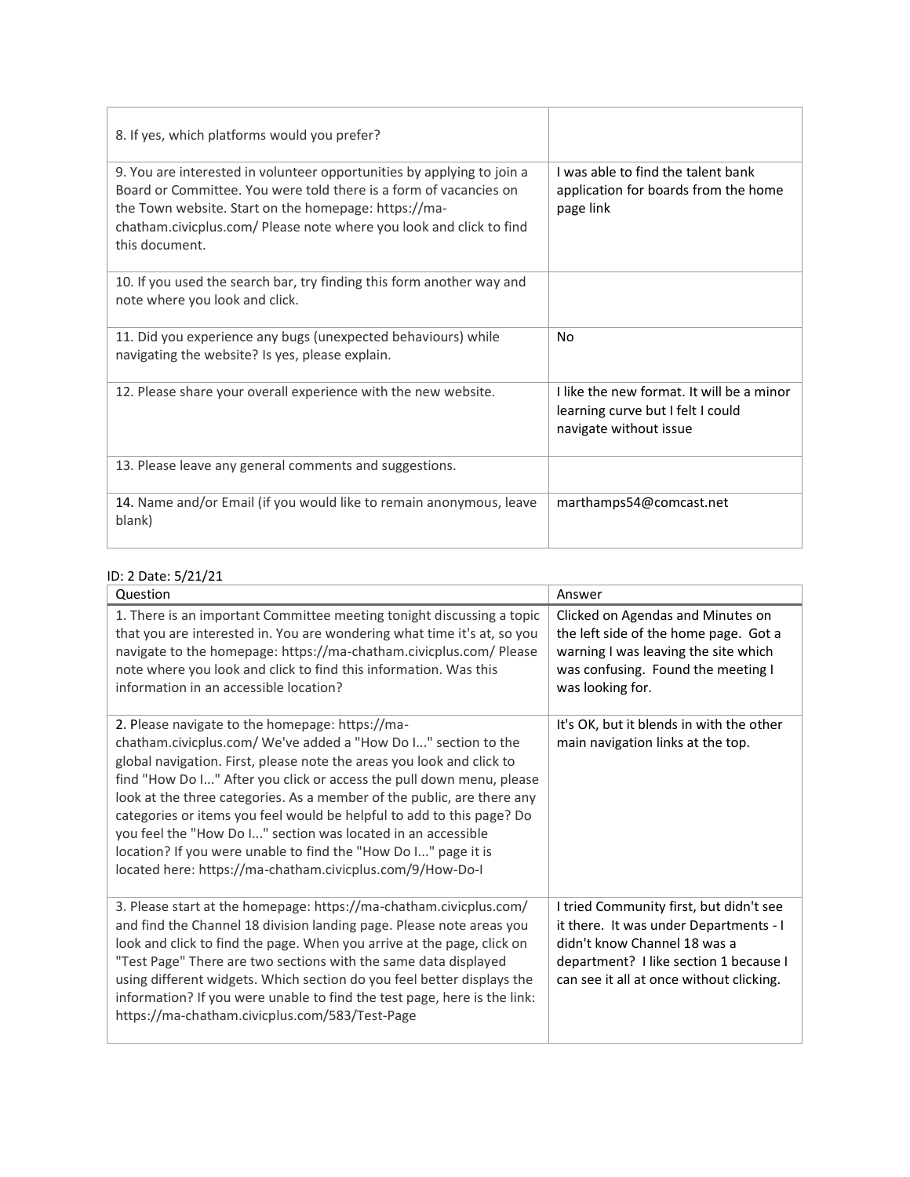| | |
|---|---|
| 8. If yes, which platforms would you prefer? | |
| 9. You are interested in volunteer opportunities by applying to join a Board or Committee. You were told there is a form of vacancies on the Town website. Start on the homepage: https://ma-chatham.civicplus.com/ Please note where you look and click to find this document. | I was able to find the talent bank application for boards from the home page link |
| 10. If you used the search bar, try finding this form another way and note where you look and click. | |
| 11. Did you experience any bugs (unexpected behaviours) while navigating the website? Is yes, please explain. | No |
| 12. Please share your overall experience with the new website. | I like the new format. It will be a minor learning curve but I felt I could navigate without issue |
| 13. Please leave any general comments and suggestions. | |
| 14. Name and/or Email (if you would like to remain anonymous, leave blank) | marthamps54@comcast.net |

ID: 2 Date: 5/21/21

| Question | Answer |
|---|---|
| 1. There is an important Committee meeting tonight discussing a topic that you are interested in. You are wondering what time it's at, so you navigate to the homepage: https://ma-chatham.civicplus.com/ Please note where you look and click to find this information. Was this information in an accessible location? | Clicked on Agendas and Minutes on the left side of the home page. Got a warning I was leaving the site which was confusing. Found the meeting I was looking for. |
| 2. Please navigate to the homepage: https://ma-chatham.civicplus.com/ We've added a "How Do I..." section to the global navigation. First, please note the areas you look and click to find "How Do I..." After you click or access the pull down menu, please look at the three categories. As a member of the public, are there any categories or items you feel would be helpful to add to this page? Do you feel the "How Do I..." section was located in an accessible location? If you were unable to find the "How Do I..." page it is located here: https://ma-chatham.civicplus.com/9/How-Do-I | It's OK, but it blends in with the other main navigation links at the top. |
| 3. Please start at the homepage: https://ma-chatham.civicplus.com/ and find the Channel 18 division landing page. Please note areas you look and click to find the page. When you arrive at the page, click on "Test Page" There are two sections with the same data displayed using different widgets. Which section do you feel better displays the information? If you were unable to find the test page, here is the link: https://ma-chatham.civicplus.com/583/Test-Page | I tried Community first, but didn't see it there. It was under Departments - I didn't know Channel 18 was a department? I like section 1 because I can see it all at once without clicking. |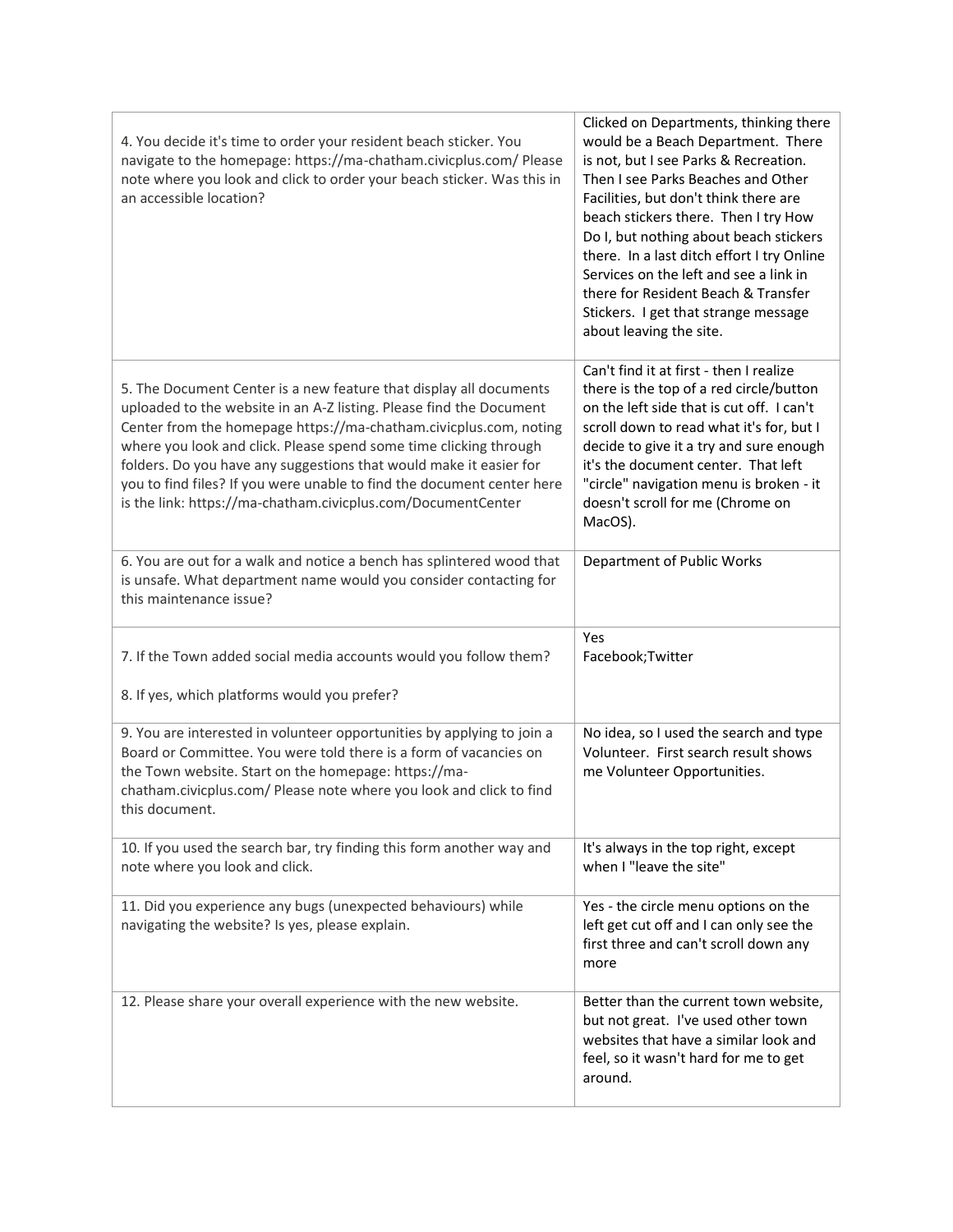| | |
|---|---|
| 4. You decide it's time to order your resident beach sticker. You navigate to the homepage: https://ma-chatham.civicplus.com/ Please note where you look and click to order your beach sticker. Was this in an accessible location? | Clicked on Departments, thinking there would be a Beach Department. There is not, but I see Parks & Recreation. Then I see Parks Beaches and Other Facilities, but don't think there are beach stickers there. Then I try How Do I, but nothing about beach stickers there. In a last ditch effort I try Online Services on the left and see a link in there for Resident Beach & Transfer Stickers. I get that strange message about leaving the site. |
| 5. The Document Center is a new feature that display all documents uploaded to the website in an A-Z listing. Please find the Document Center from the homepage https://ma-chatham.civicplus.com, noting where you look and click. Please spend some time clicking through folders. Do you have any suggestions that would make it easier for you to find files? If you were unable to find the document center here is the link: https://ma-chatham.civicplus.com/DocumentCenter | Can't find it at first - then I realize there is the top of a red circle/button on the left side that is cut off. I can't scroll down to read what it's for, but I decide to give it a try and sure enough it's the document center. That left "circle" navigation menu is broken - it doesn't scroll for me (Chrome on MacOS). |
| 6. You are out for a walk and notice a bench has splintered wood that is unsafe. What department name would you consider contacting for this maintenance issue? | Department of Public Works |
| 7. If the Town added social media accounts would you follow them?<br><br>8. If yes, which platforms would you prefer? | Yes<br>Facebook;Twitter |
| 9. You are interested in volunteer opportunities by applying to join a Board or Committee. You were told there is a form of vacancies on the Town website. Start on the homepage: https://ma-chatham.civicplus.com/ Please note where you look and click to find this document. | No idea, so I used the search and type Volunteer. First search result shows me Volunteer Opportunities. |
| 10. If you used the search bar, try finding this form another way and note where you look and click. | It's always in the top right, except when I "leave the site" |
| 11. Did you experience any bugs (unexpected behaviours) while navigating the website? Is yes, please explain. | Yes - the circle menu options on the left get cut off and I can only see the first three and can't scroll down any more |
| 12. Please share your overall experience with the new website. | Better than the current town website, but not great. I've used other town websites that have a similar look and feel, so it wasn't hard for me to get around. |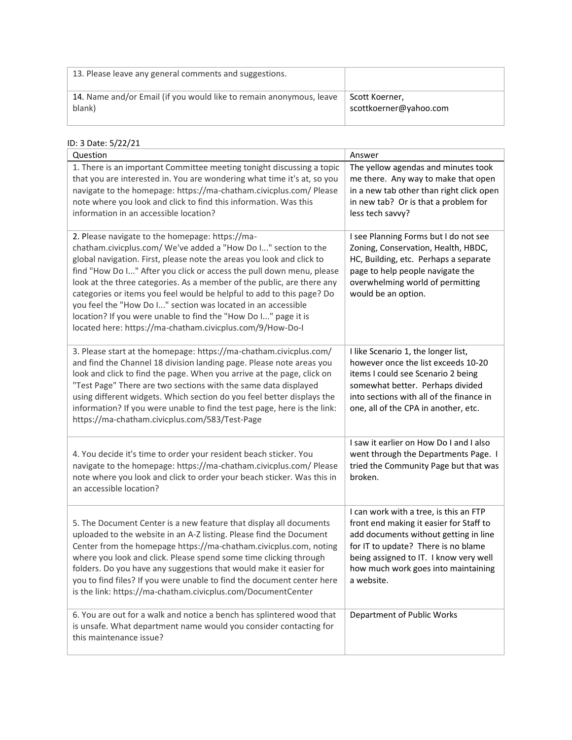| | |
|---|---|
| 13. Please leave any general comments and suggestions. | |
| 14. Name and/or Email (if you would like to remain anonymous, leave blank) | Scott Koerner, scottkoerner@yahoo.com |

ID: 3 Date: 5/22/21

| Question | Answer |
|---|---|
| 1. There is an important Committee meeting tonight discussing a topic that you are interested in. You are wondering what time it's at, so you navigate to the homepage: https://ma-chatham.civicplus.com/ Please note where you look and click to find this information. Was this information in an accessible location? | The yellow agendas and minutes took me there. Any way to make that open in a new tab other than right click open in new tab? Or is that a problem for less tech savvy? |
| 2. Please navigate to the homepage: https://ma-chatham.civicplus.com/ We've added a "How Do I..." section to the global navigation. First, please note the areas you look and click to find "How Do I..." After you click or access the pull down menu, please look at the three categories. As a member of the public, are there any categories or items you feel would be helpful to add to this page? Do you feel the "How Do I..." section was located in an accessible location? If you were unable to find the "How Do I..." page it is located here: https://ma-chatham.civicplus.com/9/How-Do-I | I see Planning Forms but I do not see Zoning, Conservation, Health, HBDC, HC, Building, etc. Perhaps a separate page to help people navigate the overwhelming world of permitting would be an option. |
| 3. Please start at the homepage: https://ma-chatham.civicplus.com/ and find the Channel 18 division landing page. Please note areas you look and click to find the page. When you arrive at the page, click on "Test Page" There are two sections with the same data displayed using different widgets. Which section do you feel better displays the information? If you were unable to find the test page, here is the link: https://ma-chatham.civicplus.com/583/Test-Page | I like Scenario 1, the longer list, however once the list exceeds 10-20 items I could see Scenario 2 being somewhat better. Perhaps divided into sections with all of the finance in one, all of the CPA in another, etc. |
| 4. You decide it's time to order your resident beach sticker. You navigate to the homepage: https://ma-chatham.civicplus.com/ Please note where you look and click to order your beach sticker. Was this in an accessible location? | I saw it earlier on How Do I and I also went through the Departments Page. I tried the Community Page but that was broken. |
| 5. The Document Center is a new feature that display all documents uploaded to the website in an A-Z listing. Please find the Document Center from the homepage https://ma-chatham.civicplus.com, noting where you look and click. Please spend some time clicking through folders. Do you have any suggestions that would make it easier for you to find files? If you were unable to find the document center here is the link: https://ma-chatham.civicplus.com/DocumentCenter | I can work with a tree, is this an FTP front end making it easier for Staff to add documents without getting in line for IT to update? There is no blame being assigned to IT. I know very well how much work goes into maintaining a website. |
| 6. You are out for a walk and notice a bench has splintered wood that is unsafe. What department name would you consider contacting for this maintenance issue? | Department of Public Works |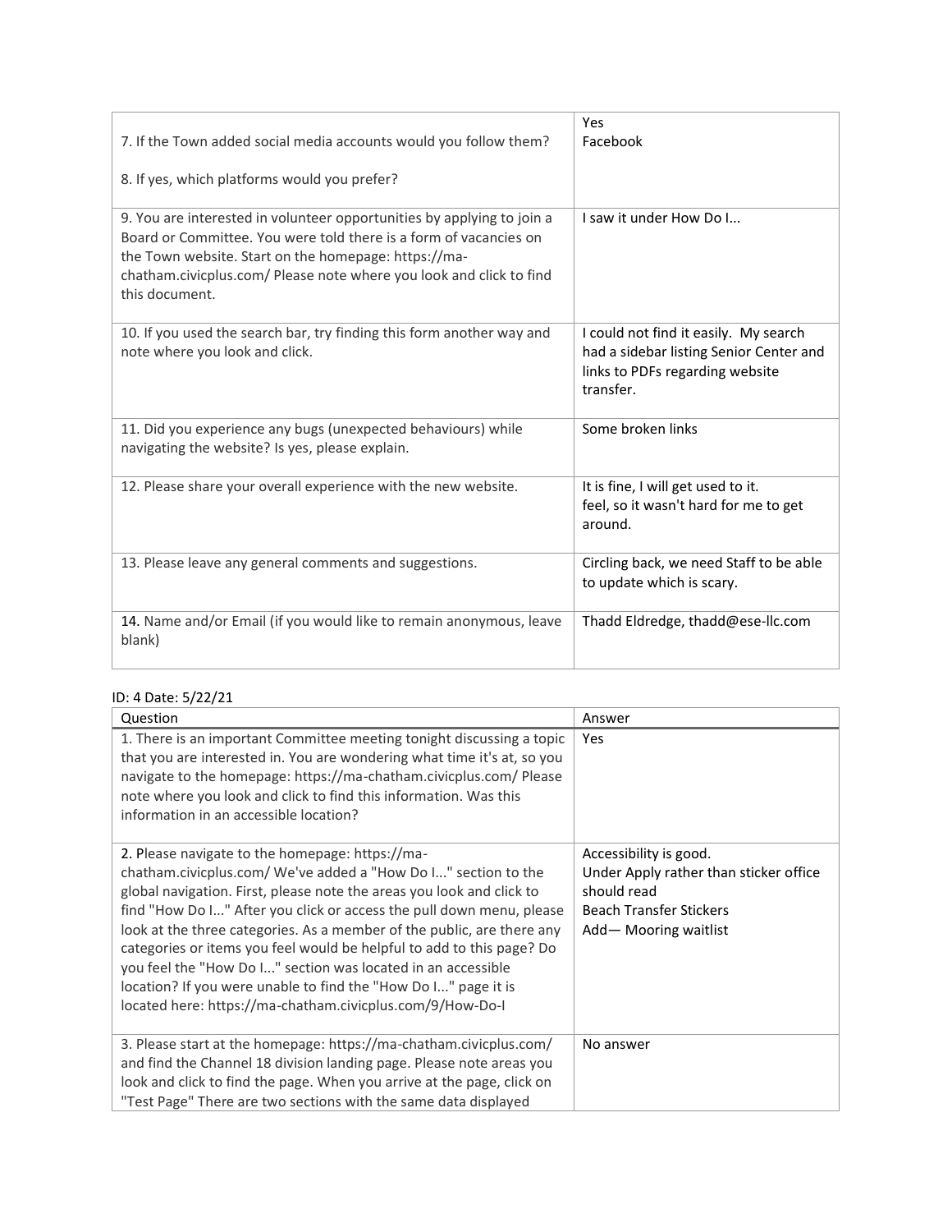| | |
|---|---|
| 7. If the Town added social media accounts would you follow them?<br><br>8. If yes, which platforms would you prefer? | Yes<br>Facebook |
| 9. You are interested in volunteer opportunities by applying to join a Board or Committee. You were told there is a form of vacancies on the Town website. Start on the homepage: https://ma-chatham.civicplus.com/ Please note where you look and click to find this document. | I saw it under How Do I... |
| 10. If you used the search bar, try finding this form another way and note where you look and click. | I could not find it easily. My search had a sidebar listing Senior Center and links to PDFs regarding website transfer. |
| 11. Did you experience any bugs (unexpected behaviours) while navigating the website? Is yes, please explain. | Some broken links |
| 12. Please share your overall experience with the new website. | It is fine, I will get used to it.<br>feel, so it wasn't hard for me to get around. |
| 13. Please leave any general comments and suggestions. | Circling back, we need Staff to be able to update which is scary. |
| 14. Name and/or Email (if you would like to remain anonymous, leave blank) | Thadd Eldredge, thadd@ese-llc.com |

ID: 4 Date: 5/22/21

| Question | Answer |
|---|---|
| 1. There is an important Committee meeting tonight discussing a topic that you are interested in. You are wondering what time it's at, so you navigate to the homepage: https://ma-chatham.civicplus.com/ Please note where you look and click to find this information. Was this information in an accessible location? | Yes |
| 2. Please navigate to the homepage: https://ma-chatham.civicplus.com/ We've added a "How Do I..." section to the global navigation. First, please note the areas you look and click to find "How Do I..." After you click or access the pull down menu, please look at the three categories. As a member of the public, are there any categories or items you feel would be helpful to add to this page? Do you feel the "How Do I..." section was located in an accessible location? If you were unable to find the "How Do I..." page it is located here: https://ma-chatham.civicplus.com/9/How-Do-I | Accessibility is good.<br>Under Apply rather than sticker office should read<br>Beach Transfer Stickers<br>Add— Mooring waitlist |
| 3. Please start at the homepage: https://ma-chatham.civicplus.com/ and find the Channel 18 division landing page. Please note areas you look and click to find the page. When you arrive at the page, click on "Test Page" There are two sections with the same data displayed | No answer |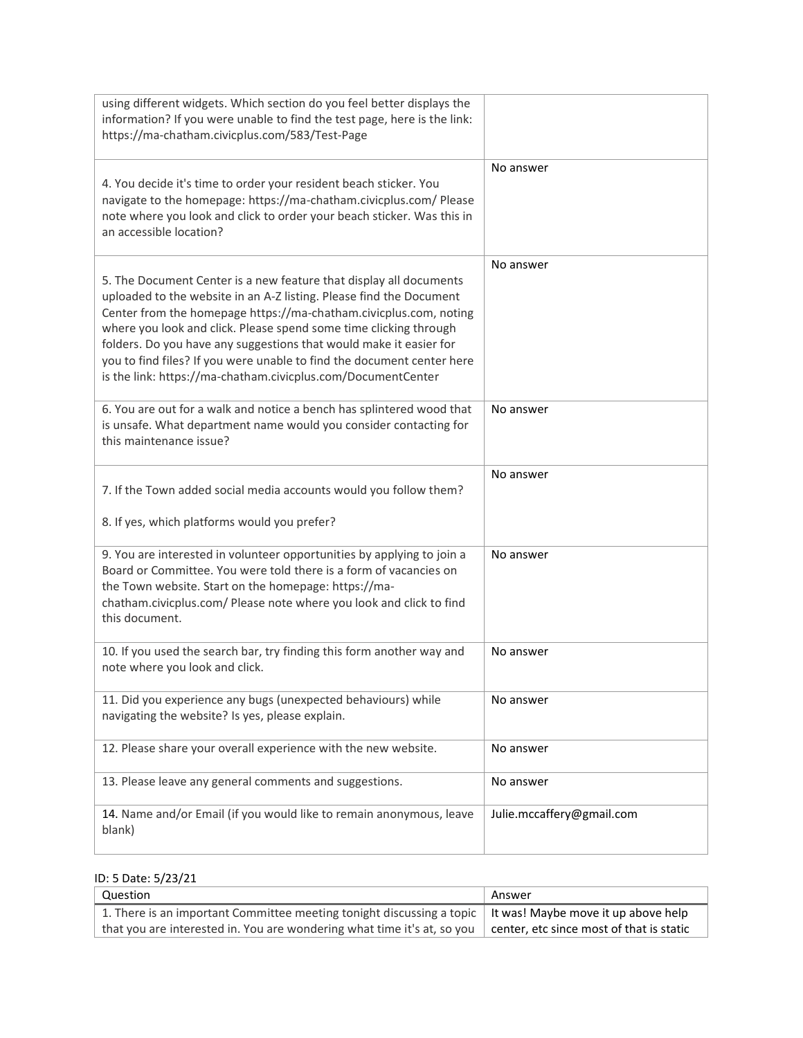| | |
|---|---|
| using different widgets. Which section do you feel better displays the information? If you were unable to find the test page, here is the link: https://ma-chatham.civicplus.com/583/Test-Page | |
| 4. You decide it's time to order your resident beach sticker. You navigate to the homepage: https://ma-chatham.civicplus.com/ Please note where you look and click to order your beach sticker. Was this in an accessible location? | No answer |
| 5. The Document Center is a new feature that display all documents uploaded to the website in an A-Z listing. Please find the Document Center from the homepage https://ma-chatham.civicplus.com, noting where you look and click. Please spend some time clicking through folders. Do you have any suggestions that would make it easier for you to find files? If you were unable to find the document center here is the link: https://ma-chatham.civicplus.com/DocumentCenter | No answer |
| 6. You are out for a walk and notice a bench has splintered wood that is unsafe. What department name would you consider contacting for this maintenance issue? | No answer |
| 7. If the Town added social media accounts would you follow them?<br><br>8. If yes, which platforms would you prefer? | No answer |
| 9. You are interested in volunteer opportunities by applying to join a Board or Committee. You were told there is a form of vacancies on the Town website. Start on the homepage: https://ma-chatham.civicplus.com/ Please note where you look and click to find this document. | No answer |
| 10. If you used the search bar, try finding this form another way and note where you look and click. | No answer |
| 11. Did you experience any bugs (unexpected behaviours) while navigating the website? Is yes, please explain. | No answer |
| 12. Please share your overall experience with the new website. | No answer |
| 13. Please leave any general comments and suggestions. | No answer |
| 14. Name and/or Email (if you would like to remain anonymous, leave blank) | Julie.mccaffery@gmail.com |

ID: 5 Date: 5/23/21

| Question | Answer |
|---|---|
| 1. There is an important Committee meeting tonight discussing a topic that you are interested in. You are wondering what time it's at, so you | It was! Maybe move it up above help center, etc since most of that is static |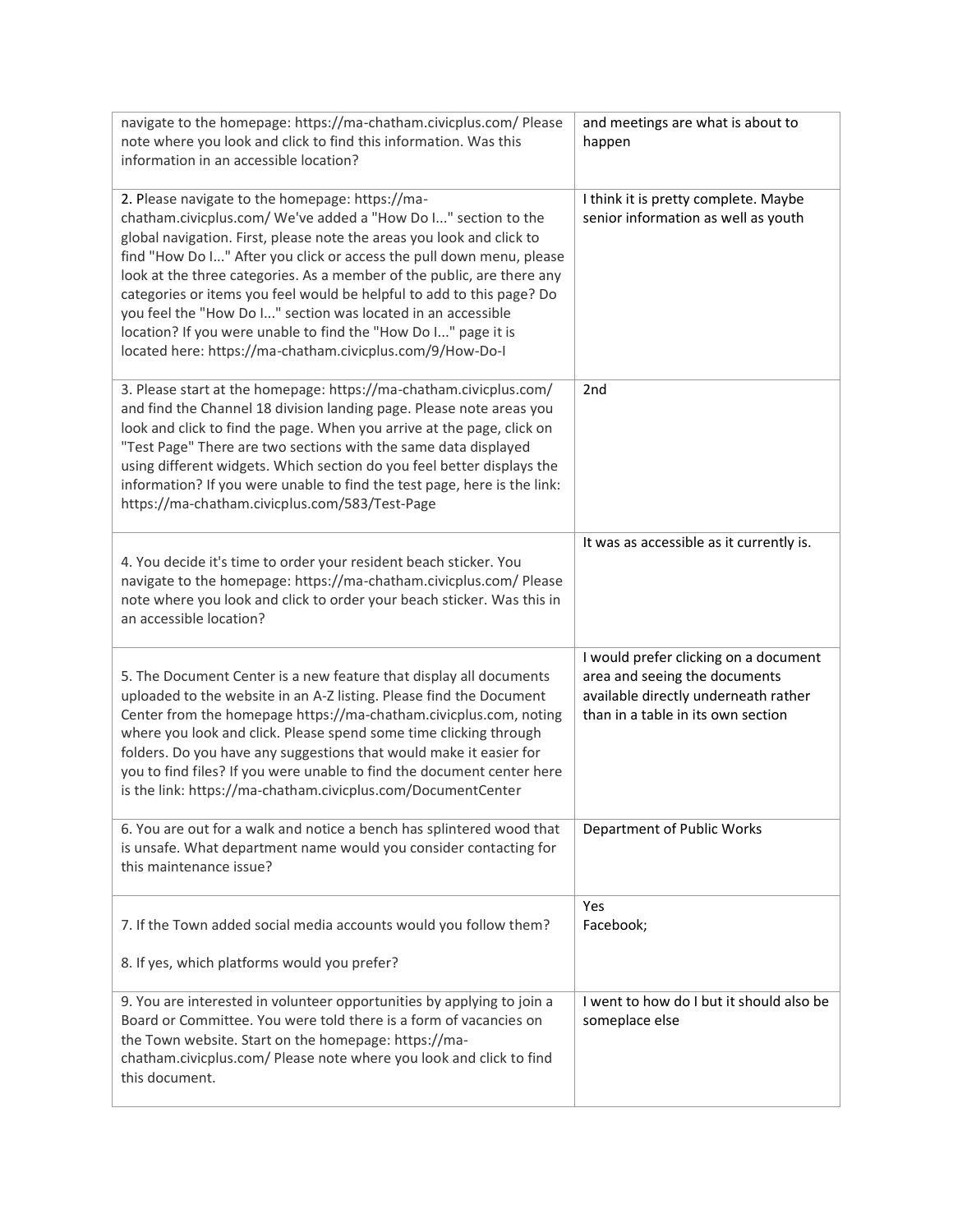| | |
|---|---|
| navigate to the homepage: https://ma-chatham.civicplus.com/ Please note where you look and click to find this information. Was this information in an accessible location? | and meetings are what is about to happen |
| 2. Please navigate to the homepage: https://ma-chatham.civicplus.com/ We've added a "How Do I..." section to the global navigation. First, please note the areas you look and click to find "How Do I..." After you click or access the pull down menu, please look at the three categories. As a member of the public, are there any categories or items you feel would be helpful to add to this page? Do you feel the "How Do I..." section was located in an accessible location? If you were unable to find the "How Do I..." page it is located here: https://ma-chatham.civicplus.com/9/How-Do-I | I think it is pretty complete. Maybe senior information as well as youth |
| 3. Please start at the homepage: https://ma-chatham.civicplus.com/ and find the Channel 18 division landing page. Please note areas you look and click to find the page. When you arrive at the page, click on "Test Page" There are two sections with the same data displayed using different widgets. Which section do you feel better displays the information? If you were unable to find the test page, here is the link: https://ma-chatham.civicplus.com/583/Test-Page | 2nd |
| 4. You decide it's time to order your resident beach sticker. You navigate to the homepage: https://ma-chatham.civicplus.com/ Please note where you look and click to order your beach sticker. Was this in an accessible location? | It was as accessible as it currently is. |
| 5. The Document Center is a new feature that display all documents uploaded to the website in an A-Z listing. Please find the Document Center from the homepage https://ma-chatham.civicplus.com, noting where you look and click. Please spend some time clicking through folders. Do you have any suggestions that would make it easier for you to find files? If you were unable to find the document center here is the link: https://ma-chatham.civicplus.com/DocumentCenter | I would prefer clicking on a document area and seeing the documents available directly underneath rather than in a table in its own section |
| 6. You are out for a walk and notice a bench has splintered wood that is unsafe. What department name would you consider contacting for this maintenance issue? | Department of Public Works |
| 7. If the Town added social media accounts would you follow them?<br><br>8. If yes, which platforms would you prefer? | Yes<br>Facebook; |
| 9. You are interested in volunteer opportunities by applying to join a Board or Committee. You were told there is a form of vacancies on the Town website. Start on the homepage: https://ma-chatham.civicplus.com/ Please note where you look and click to find this document. | I went to how do I but it should also be someplace else |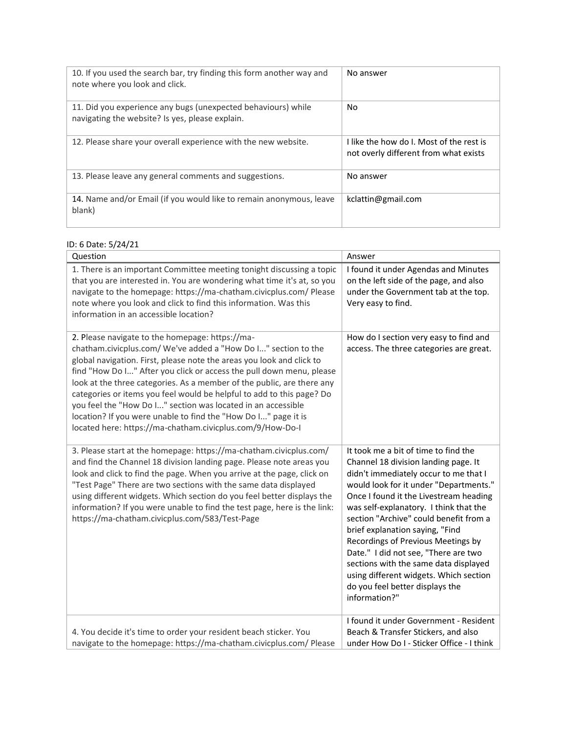| | |
|---|---|
| 10. If you used the search bar, try finding this form another way and note where you look and click. | No answer |
| 11. Did you experience any bugs (unexpected behaviours) while navigating the website? Is yes, please explain. | No |
| 12. Please share your overall experience with the new website. | I like the how do I. Most of the rest is not overly different from what exists |
| 13. Please leave any general comments and suggestions. | No answer |
| **14.** Name and/or Email (if you would like to remain anonymous, leave blank) | kclattin@gmail.com |

ID: 6 Date: 5/24/21

| Question | Answer |
|---|---|
| 1. There is an important Committee meeting tonight discussing a topic that you are interested in. You are wondering what time it's at, so you navigate to the homepage: https://ma-chatham.civicplus.com/ Please note where you look and click to find this information. Was this information in an accessible location? | I found it under Agendas and Minutes on the left side of the page, and also under the Government tab at the top. Very easy to find. |
| **2.** Please navigate to the homepage: https://ma-chatham.civicplus.com/ We've added a "How Do I..." section to the global navigation. First, please note the areas you look and click to find "How Do I..." After you click or access the pull down menu, please look at the three categories. As a member of the public, are there any categories or items you feel would be helpful to add to this page? Do you feel the "How Do I..." section was located in an accessible location? If you were unable to find the "How Do I..." page it is located here: https://ma-chatham.civicplus.com/9/How-Do-I | How do I section very easy to find and access. The three categories are great. |
| 3. Please start at the homepage: https://ma-chatham.civicplus.com/ and find the Channel 18 division landing page. Please note areas you look and click to find the page. When you arrive at the page, click on "Test Page" There are two sections with the same data displayed using different widgets. Which section do you feel better displays the information? If you were unable to find the test page, here is the link: https://ma-chatham.civicplus.com/583/Test-Page | It took me a bit of time to find the Channel 18 division landing page. It didn't immediately occur to me that I would look for it under "Departments." Once I found it the Livestream heading was self-explanatory. I think that the section "Archive" could benefit from a brief explanation saying, "Find Recordings of Previous Meetings by Date." I did not see, "There are two sections with the same data displayed using different widgets. Which section do you feel better displays the information?" |
| 4. You decide it's time to order your resident beach sticker. You navigate to the homepage: https://ma-chatham.civicplus.com/ Please | I found it under Government - Resident Beach & Transfer Stickers, and also under How Do I - Sticker Office - I think |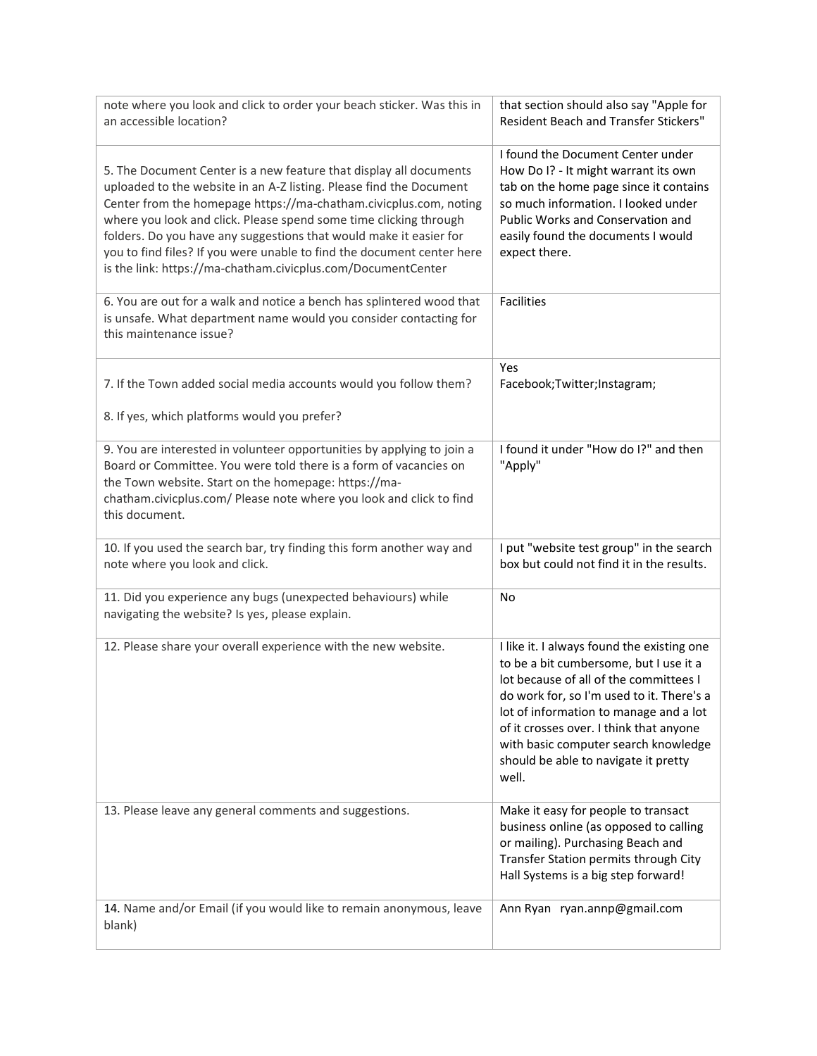| | |
|---|---|
| note where you look and click to order your beach sticker. Was this in an accessible location? | that section should also say "Apple for Resident Beach and Transfer Stickers" |
| 5. The Document Center is a new feature that display all documents uploaded to the website in an A-Z listing. Please find the Document Center from the homepage https://ma-chatham.civicplus.com, noting where you look and click. Please spend some time clicking through folders. Do you have any suggestions that would make it easier for you to find files? If you were unable to find the document center here is the link: https://ma-chatham.civicplus.com/DocumentCenter | I found the Document Center under How Do I? - It might warrant its own tab on the home page since it contains so much information. I looked under Public Works and Conservation and easily found the documents I would expect there. |
| 6. You are out for a walk and notice a bench has splintered wood that is unsafe. What department name would you consider contacting for this maintenance issue? | Facilities |
| 7. If the Town added social media accounts would you follow them?<br><br>8. If yes, which platforms would you prefer? | Yes<br>Facebook;Twitter;Instagram; |
| 9. You are interested in volunteer opportunities by applying to join a Board or Committee. You were told there is a form of vacancies on the Town website. Start on the homepage: https://ma-chatham.civicplus.com/ Please note where you look and click to find this document. | I found it under "How do I?" and then "Apply" |
| 10. If you used the search bar, try finding this form another way and note where you look and click. | I put "website test group" in the search box but could not find it in the results. |
| 11. Did you experience any bugs (unexpected behaviours) while navigating the website? Is yes, please explain. | No |
| 12. Please share your overall experience with the new website. | I like it. I always found the existing one to be a bit cumbersome, but I use it a lot because of all of the committees I do work for, so I'm used to it. There's a lot of information to manage and a lot of it crosses over. I think that anyone with basic computer search knowledge should be able to navigate it pretty well. |
| 13. Please leave any general comments and suggestions. | Make it easy for people to transact business online (as opposed to calling or mailing). Purchasing Beach and Transfer Station permits through City Hall Systems is a big step forward! |
| 14. Name and/or Email (if you would like to remain anonymous, leave blank) | Ann Ryan ryan.annp@gmail.com |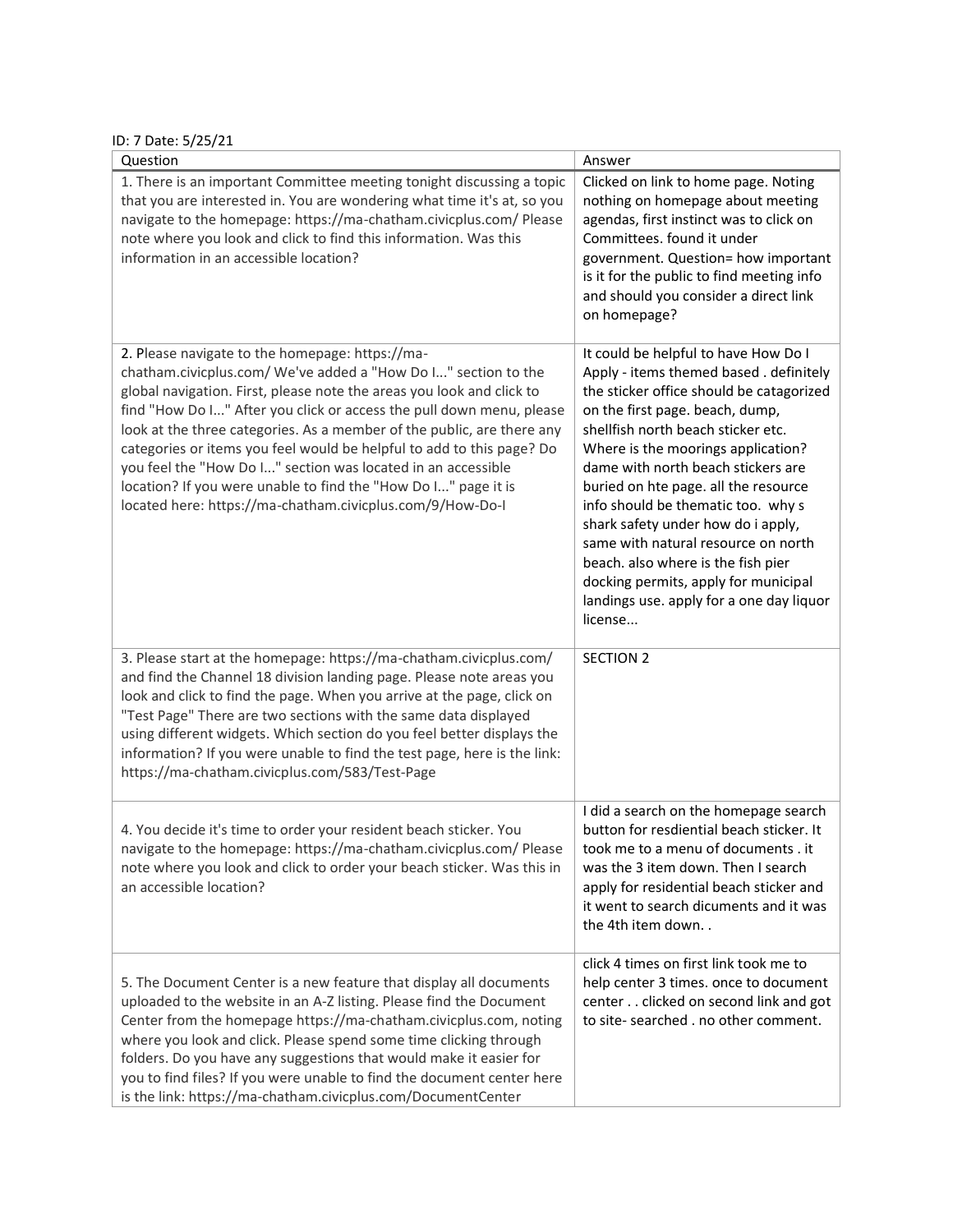ID: 7 Date: 5/25/21

| Question | Answer |
| --- | --- |
| 1. There is an important Committee meeting tonight discussing a topic that you are interested in. You are wondering what time it's at, so you navigate to the homepage: https://ma-chatham.civicplus.com/ Please note where you look and click to find this information. Was this information in an accessible location? | Clicked on link to home page. Noting nothing on homepage about meeting agendas, first instinct was to click on Committees. found it under government. Question= how important is it for the public to find meeting info and should you consider a direct link on homepage? |
| 2. Please navigate to the homepage: https://ma-chatham.civicplus.com/ We've added a "How Do I..." section to the global navigation. First, please note the areas you look and click to find "How Do I..." After you click or access the pull down menu, please look at the three categories. As a member of the public, are there any categories or items you feel would be helpful to add to this page? Do you feel the "How Do I..." section was located in an accessible location? If you were unable to find the "How Do I..." page it is located here: https://ma-chatham.civicplus.com/9/How-Do-I | It could be helpful to have How Do I Apply - items themed based . definitely the sticker office should be catagorized on the first page. beach, dump, shellfish north beach sticker etc. Where is the moorings application? dame with north beach stickers are buried on hte page. all the resource info should be thematic too. why s shark safety under how do i apply, same with natural resource on north beach. also where is the fish pier docking permits, apply for municipal landings use. apply for a one day liquor license... |
| 3. Please start at the homepage: https://ma-chatham.civicplus.com/ and find the Channel 18 division landing page. Please note areas you look and click to find the page. When you arrive at the page, click on "Test Page" There are two sections with the same data displayed using different widgets. Which section do you feel better displays the information? If you were unable to find the test page, here is the link: https://ma-chatham.civicplus.com/583/Test-Page | SECTION 2 |
| 4. You decide it's time to order your resident beach sticker. You navigate to the homepage: https://ma-chatham.civicplus.com/ Please note where you look and click to order your beach sticker. Was this in an accessible location? | I did a search on the homepage search button for resdiential beach sticker. It took me to a menu of documents . it was the 3 item down. Then I search apply for residential beach sticker and it went to search dicuments and it was the 4th item down. . |
| 5. The Document Center is a new feature that display all documents uploaded to the website in an A-Z listing. Please find the Document Center from the homepage https://ma-chatham.civicplus.com, noting where you look and click. Please spend some time clicking through folders. Do you have any suggestions that would make it easier for you to find files? If you were unable to find the document center here is the link: https://ma-chatham.civicplus.com/DocumentCenter | click 4 times on first link took me to help center 3 times. once to document center . . clicked on second link and got to site- searched . no other comment. |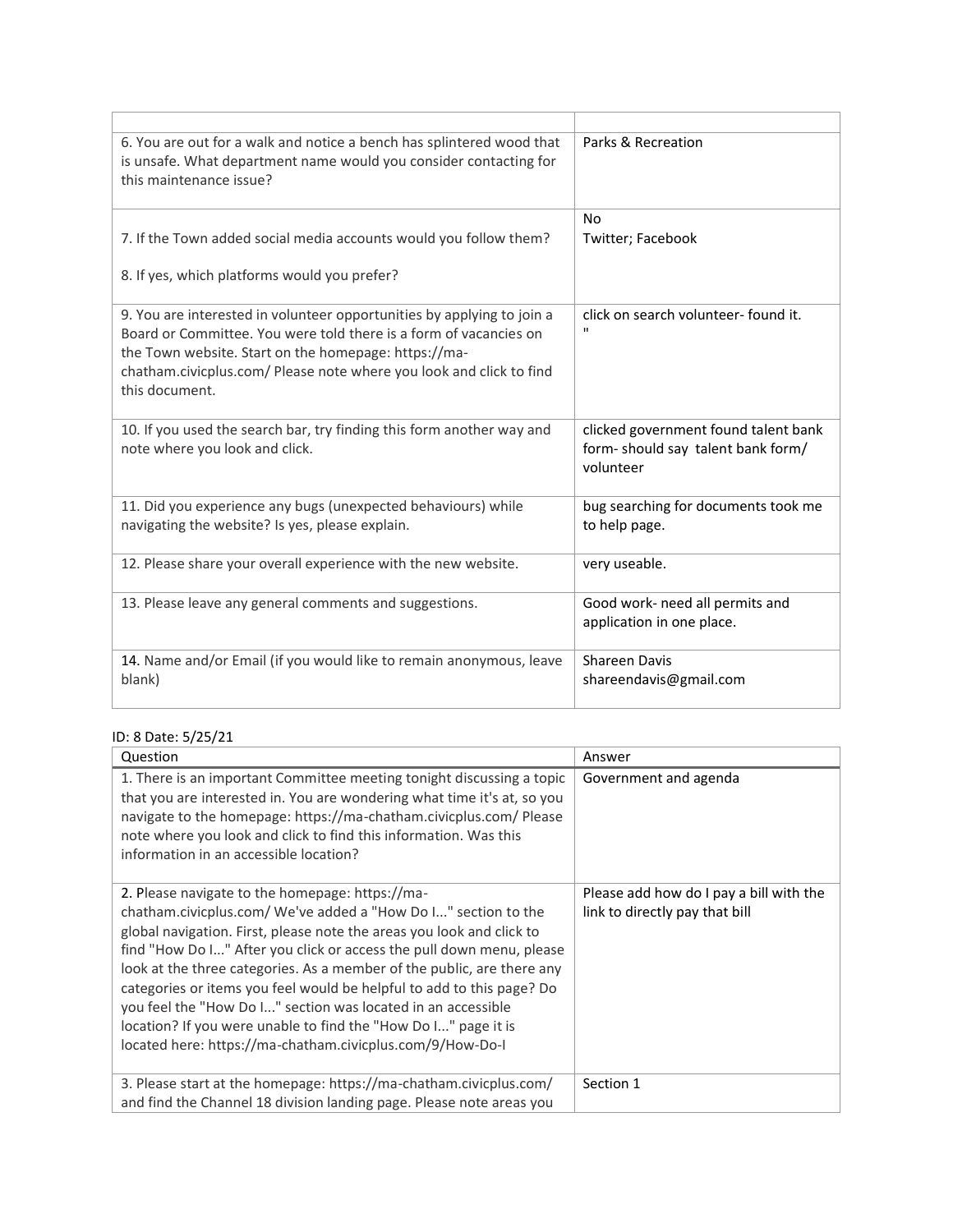| | |
|---|---|
| 6. You are out for a walk and notice a bench has splintered wood that is unsafe. What department name would you consider contacting for this maintenance issue? | Parks & Recreation |
| 7. If the Town added social media accounts would you follow them?<br><br>8. If yes, which platforms would you prefer? | No<br>Twitter; Facebook |
| 9. You are interested in volunteer opportunities by applying to join a Board or Committee. You were told there is a form of vacancies on the Town website. Start on the homepage: https://ma-chatham.civicplus.com/ Please note where you look and click to find this document. | click on search volunteer- found it.<br>" |
| 10. If you used the search bar, try finding this form another way and note where you look and click. | clicked government found talent bank form- should say talent bank form/ volunteer |
| 11. Did you experience any bugs (unexpected behaviours) while navigating the website? Is yes, please explain. | bug searching for documents took me to help page. |
| 12. Please share your overall experience with the new website. | very useable. |
| 13. Please leave any general comments and suggestions. | Good work- need all permits and application in one place. |
| 14. Name and/or Email (if you would like to remain anonymous, leave blank) | Shareen Davis<br>shareendavis@gmail.com |

ID: 8 Date: 5/25/21

| Question | Answer |
|---|---|
| 1. There is an important Committee meeting tonight discussing a topic that you are interested in. You are wondering what time it's at, so you navigate to the homepage: https://ma-chatham.civicplus.com/ Please note where you look and click to find this information. Was this information in an accessible location? | Government and agenda |
| 2. Please navigate to the homepage: https://ma-chatham.civicplus.com/ We've added a "How Do I..." section to the global navigation. First, please note the areas you look and click to find "How Do I..." After you click or access the pull down menu, please look at the three categories. As a member of the public, are there any categories or items you feel would be helpful to add to this page? Do you feel the "How Do I..." section was located in an accessible location? If you were unable to find the "How Do I..." page it is located here: https://ma-chatham.civicplus.com/9/How-Do-I | Please add how do I pay a bill with the link to directly pay that bill |
| 3. Please start at the homepage: https://ma-chatham.civicplus.com/ and find the Channel 18 division landing page. Please note areas you | Section 1 |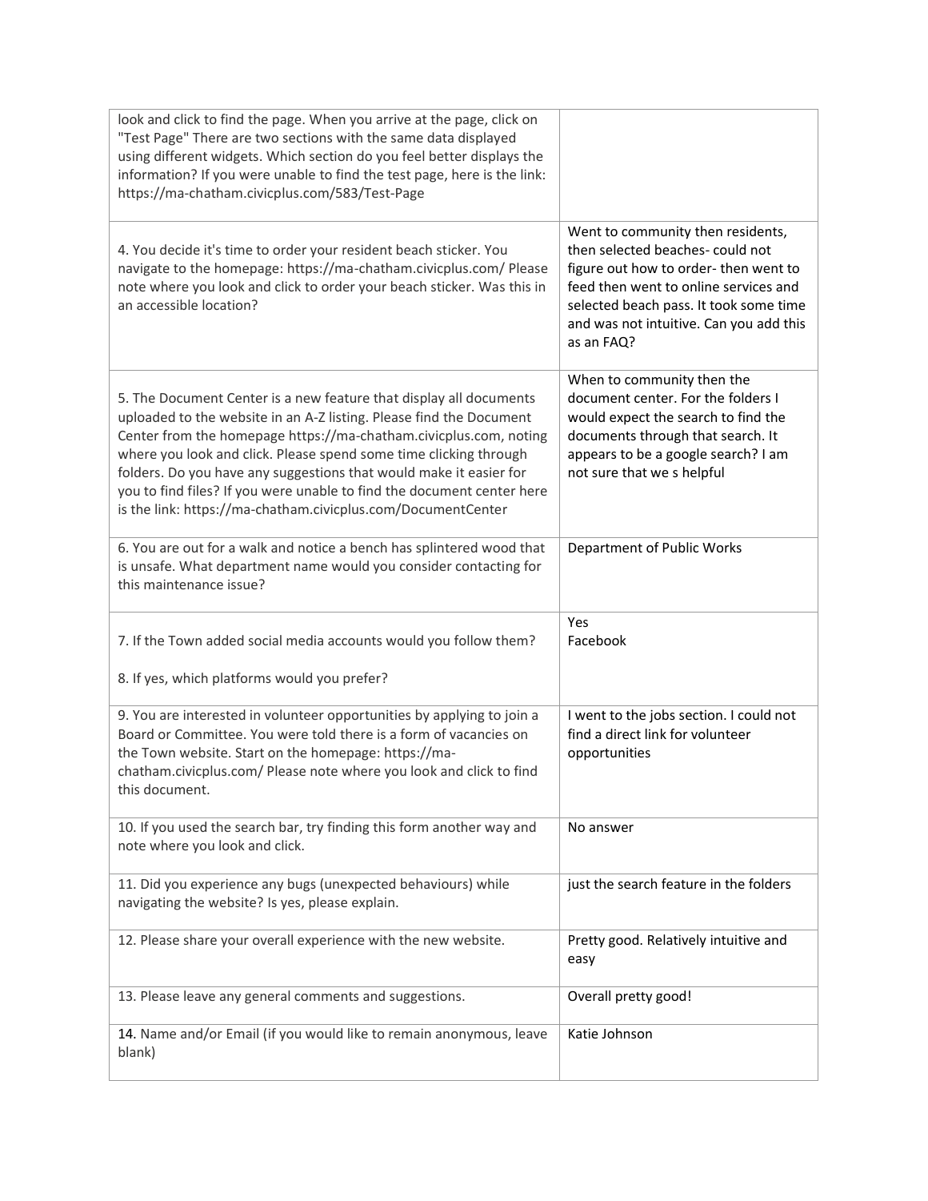| | |
|---|---|
| look and click to find the page. When you arrive at the page, click on "Test Page" There are two sections with the same data displayed using different widgets. Which section do you feel better displays the information? If you were unable to find the test page, here is the link: https://ma-chatham.civicplus.com/583/Test-Page | |
| 4. You decide it's time to order your resident beach sticker. You navigate to the homepage: https://ma-chatham.civicplus.com/ Please note where you look and click to order your beach sticker. Was this in an accessible location? | Went to community then residents, then selected beaches- could not figure out how to order- then went to feed then went to online services and selected beach pass. It took some time and was not intuitive. Can you add this as an FAQ? |
| 5. The Document Center is a new feature that display all documents uploaded to the website in an A-Z listing. Please find the Document Center from the homepage https://ma-chatham.civicplus.com, noting where you look and click. Please spend some time clicking through folders. Do you have any suggestions that would make it easier for you to find files? If you were unable to find the document center here is the link: https://ma-chatham.civicplus.com/DocumentCenter | When to community then the document center. For the folders I would expect the search to find the documents through that search. It appears to be a google search? I am not sure that we s helpful |
| 6. You are out for a walk and notice a bench has splintered wood that is unsafe. What department name would you consider contacting for this maintenance issue? | Department of Public Works |
| 7. If the Town added social media accounts would you follow them?<br><br>8. If yes, which platforms would you prefer? | Yes<br>Facebook |
| 9. You are interested in volunteer opportunities by applying to join a Board or Committee. You were told there is a form of vacancies on the Town website. Start on the homepage: https://ma-chatham.civicplus.com/ Please note where you look and click to find this document. | I went to the jobs section. I could not find a direct link for volunteer opportunities |
| 10. If you used the search bar, try finding this form another way and note where you look and click. | No answer |
| 11. Did you experience any bugs (unexpected behaviours) while navigating the website? Is yes, please explain. | just the search feature in the folders |
| 12. Please share your overall experience with the new website. | Pretty good. Relatively intuitive and easy |
| 13. Please leave any general comments and suggestions. | Overall pretty good! |
| **14.** Name and/or Email (if you would like to remain anonymous, leave blank) | Katie Johnson |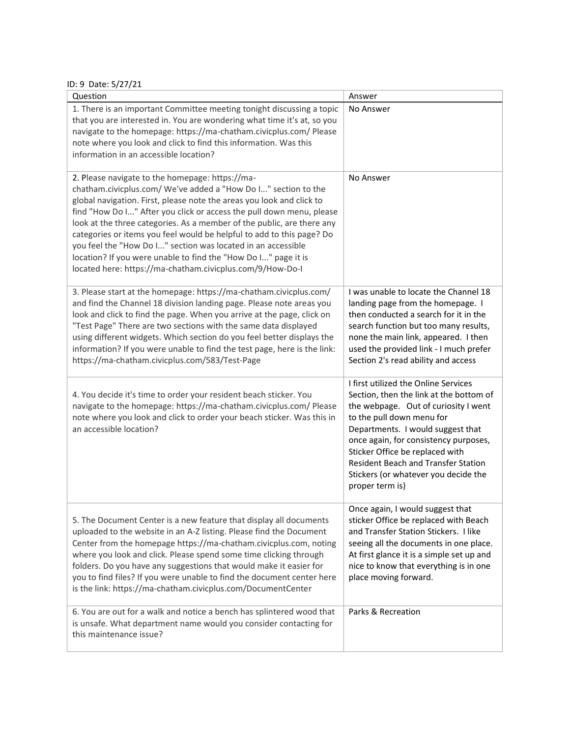ID: 9 Date: 5/27/21

| Question | Answer |
| --- | --- |
| 1. There is an important Committee meeting tonight discussing a topic that you are interested in. You are wondering what time it's at, so you navigate to the homepage: https://ma-chatham.civicplus.com/ Please note where you look and click to find this information. Was this information in an accessible location? | No Answer |
| 2. Please navigate to the homepage: https://ma-chatham.civicplus.com/ We've added a "How Do I..." section to the global navigation. First, please note the areas you look and click to find "How Do I..." After you click or access the pull down menu, please look at the three categories. As a member of the public, are there any categories or items you feel would be helpful to add to this page? Do you feel the "How Do I..." section was located in an accessible location? If you were unable to find the "How Do I..." page it is located here: https://ma-chatham.civicplus.com/9/How-Do-I | No Answer |
| 3. Please start at the homepage: https://ma-chatham.civicplus.com/ and find the Channel 18 division landing page. Please note areas you look and click to find the page. When you arrive at the page, click on "Test Page" There are two sections with the same data displayed using different widgets. Which section do you feel better displays the information? If you were unable to find the test page, here is the link: https://ma-chatham.civicplus.com/583/Test-Page | I was unable to locate the Channel 18 landing page from the homepage. I then conducted a search for it in the search function but too many results, none the main link, appeared. I then used the provided link - I much prefer Section 2's read ability and access |
| 4. You decide it's time to order your resident beach sticker. You navigate to the homepage: https://ma-chatham.civicplus.com/ Please note where you look and click to order your beach sticker. Was this in an accessible location? | I first utilized the Online Services Section, then the link at the bottom of the webpage. Out of curiosity I went to the pull down menu for Departments. I would suggest that once again, for consistency purposes, Sticker Office be replaced with Resident Beach and Transfer Station Stickers (or whatever you decide the proper term is) |
| 5. The Document Center is a new feature that display all documents uploaded to the website in an A-Z listing. Please find the Document Center from the homepage https://ma-chatham.civicplus.com, noting where you look and click. Please spend some time clicking through folders. Do you have any suggestions that would make it easier for you to find files? If you were unable to find the document center here is the link: https://ma-chatham.civicplus.com/DocumentCenter | Once again, I would suggest that sticker Office be replaced with Beach and Transfer Station Stickers. I like seeing all the documents in one place. At first glance it is a simple set up and nice to know that everything is in one place moving forward. |
| 6. You are out for a walk and notice a bench has splintered wood that is unsafe. What department name would you consider contacting for this maintenance issue? | Parks & Recreation |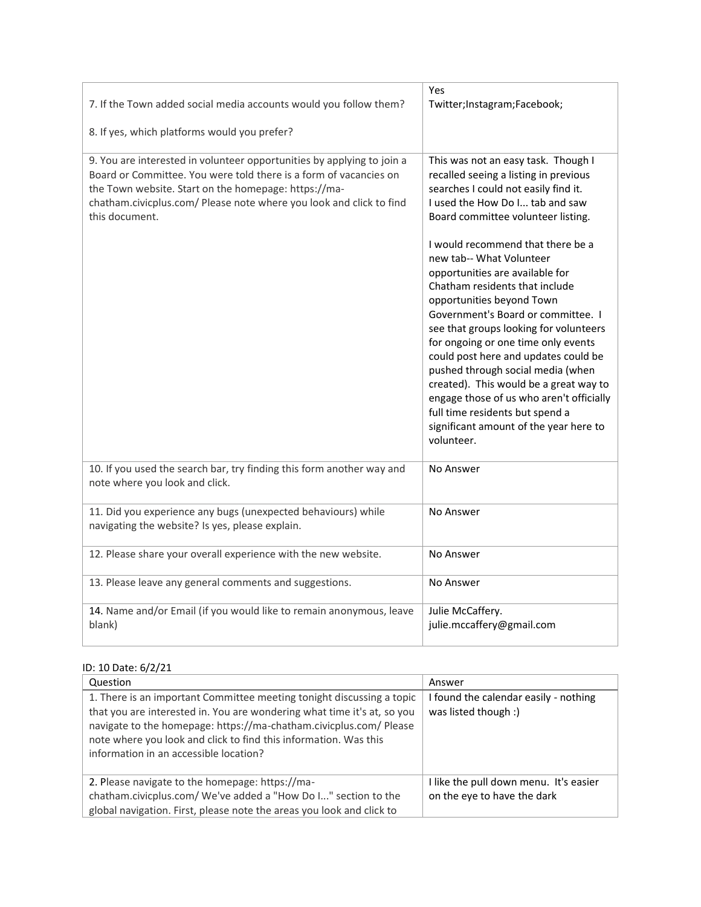| | |
|---|---|
| 7. If the Town added social media accounts would you follow them?<br><br>8. If yes, which platforms would you prefer? | Yes<br>Twitter;Instagram;Facebook; |
| 9. You are interested in volunteer opportunities by applying to join a Board or Committee. You were told there is a form of vacancies on the Town website. Start on the homepage: https://ma-chatham.civicplus.com/ Please note where you look and click to find this document. | This was not an easy task. Though I recalled seeing a listing in previous searches I could not easily find it. I used the How Do I... tab and saw Board committee volunteer listing.<br><br>I would recommend that there be a new tab-- What Volunteer opportunities are available for Chatham residents that include opportunities beyond Town Government's Board or committee. I see that groups looking for volunteers for ongoing or one time only events could post here and updates could be pushed through social media (when created). This would be a great way to engage those of us who aren't officially full time residents but spend a significant amount of the year here to volunteer. |
| 10. If you used the search bar, try finding this form another way and note where you look and click. | No Answer |
| 11. Did you experience any bugs (unexpected behaviours) while navigating the website? Is yes, please explain. | No Answer |
| 12. Please share your overall experience with the new website. | No Answer |
| 13. Please leave any general comments and suggestions. | No Answer |
| 14. Name and/or Email (if you would like to remain anonymous, leave blank) | Julie McCaffery.<br>julie.mccaffery@gmail.com |

ID: 10 Date: 6/2/21

| Question | Answer |
|---|---|
| 1. There is an important Committee meeting tonight discussing a topic that you are interested in. You are wondering what time it's at, so you navigate to the homepage: https://ma-chatham.civicplus.com/ Please note where you look and click to find this information. Was this information in an accessible location? | I found the calendar easily - nothing was listed though :) |
| 2. Please navigate to the homepage: https://ma-chatham.civicplus.com/ We've added a "How Do I..." section to the global navigation. First, please note the areas you look and click to | I like the pull down menu. It's easier on the eye to have the dark |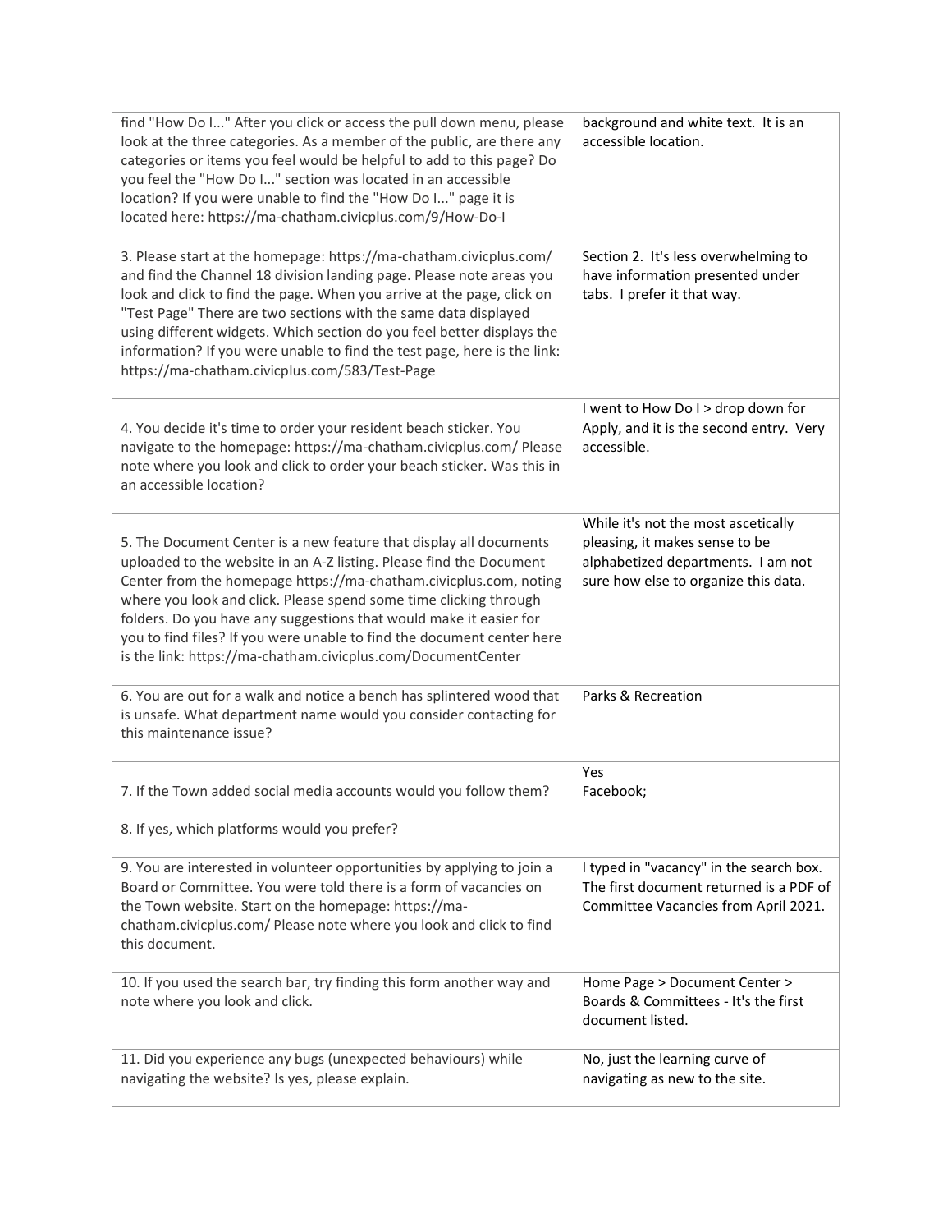| | |
|---|---|
| find "How Do I..." After you click or access the pull down menu, please look at the three categories. As a member of the public, are there any categories or items you feel would be helpful to add to this page? Do you feel the "How Do I..." section was located in an accessible location? If you were unable to find the "How Do I..." page it is located here: https://ma-chatham.civicplus.com/9/How-Do-I | background and white text. It is an accessible location. |
| 3. Please start at the homepage: https://ma-chatham.civicplus.com/ and find the Channel 18 division landing page. Please note areas you look and click to find the page. When you arrive at the page, click on "Test Page" There are two sections with the same data displayed using different widgets. Which section do you feel better displays the information? If you were unable to find the test page, here is the link: https://ma-chatham.civicplus.com/583/Test-Page | Section 2. It's less overwhelming to have information presented under tabs. I prefer it that way. |
| 4. You decide it's time to order your resident beach sticker. You navigate to the homepage: https://ma-chatham.civicplus.com/ Please note where you look and click to order your beach sticker. Was this in an accessible location? | I went to How Do I > drop down for Apply, and it is the second entry. Very accessible. |
| 5. The Document Center is a new feature that display all documents uploaded to the website in an A-Z listing. Please find the Document Center from the homepage https://ma-chatham.civicplus.com, noting where you look and click. Please spend some time clicking through folders. Do you have any suggestions that would make it easier for you to find files? If you were unable to find the document center here is the link: https://ma-chatham.civicplus.com/DocumentCenter | While it's not the most ascetically pleasing, it makes sense to be alphabetized departments. I am not sure how else to organize this data. |
| 6. You are out for a walk and notice a bench has splintered wood that is unsafe. What department name would you consider contacting for this maintenance issue? | Parks & Recreation |
| 7. If the Town added social media accounts would you follow them?<br><br>8. If yes, which platforms would you prefer? | Yes<br>Facebook; |
| 9. You are interested in volunteer opportunities by applying to join a Board or Committee. You were told there is a form of vacancies on the Town website. Start on the homepage: https://ma-chatham.civicplus.com/ Please note where you look and click to find this document. | I typed in "vacancy" in the search box. The first document returned is a PDF of Committee Vacancies from April 2021. |
| 10. If you used the search bar, try finding this form another way and note where you look and click. | Home Page > Document Center > Boards & Committees - It's the first document listed. |
| 11. Did you experience any bugs (unexpected behaviours) while navigating the website? Is yes, please explain. | No, just the learning curve of navigating as new to the site. |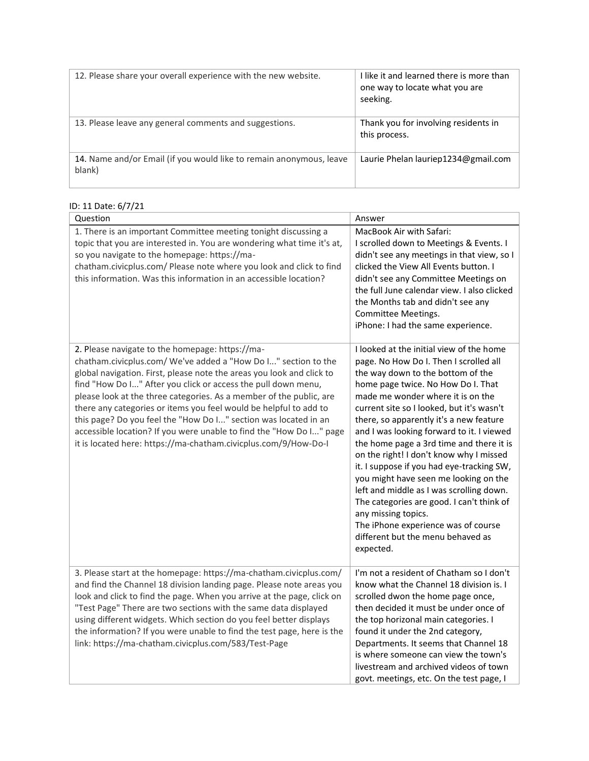| | |
|---|---|
| 12. Please share your overall experience with the new website. | I like it and learned there is more than one way to locate what you are seeking. |
| 13. Please leave any general comments and suggestions. | Thank you for involving residents in this process. |
| 14. Name and/or Email (if you would like to remain anonymous, leave blank) | Laurie Phelan lauriep1234@gmail.com |

ID: 11 Date: 6/7/21

| Question | Answer |
|---|---|
| 1. There is an important Committee meeting tonight discussing a topic that you are interested in. You are wondering what time it's at, so you navigate to the homepage: https://ma-chatham.civicplus.com/ Please note where you look and click to find this information. Was this information in an accessible location? | MacBook Air with Safari:<br>I scrolled down to Meetings & Events. I didn't see any meetings in that view, so I clicked the View All Events button. I didn't see any Committee Meetings on the full June calendar view. I also clicked the Months tab and didn't see any Committee Meetings.<br>iPhone: I had the same experience. |
| 2. Please navigate to the homepage: https://ma-chatham.civicplus.com/ We've added a "How Do I..." section to the global navigation. First, please note the areas you look and click to find "How Do I..." After you click or access the pull down menu, please look at the three categories. As a member of the public, are there any categories or items you feel would be helpful to add to this page? Do you feel the "How Do I..." section was located in an accessible location? If you were unable to find the "How Do I..." page it is located here: https://ma-chatham.civicplus.com/9/How-Do-I | I looked at the initial view of the home page. No How Do I. Then I scrolled all the way down to the bottom of the home page twice. No How Do I. That made me wonder where it is on the current site so I looked, but it's wasn't there, so apparently it's a new feature and I was looking forward to it. I viewed the home page a 3rd time and there it is on the right! I don't know why I missed it. I suppose if you had eye-tracking SW, you might have seen me looking on the left and middle as I was scrolling down. The categories are good. I can't think of any missing topics.<br>The iPhone experience was of course different but the menu behaved as expected. |
| 3. Please start at the homepage: https://ma-chatham.civicplus.com/ and find the Channel 18 division landing page. Please note areas you look and click to find the page. When you arrive at the page, click on "Test Page" There are two sections with the same data displayed using different widgets. Which section do you feel better displays the information? If you were unable to find the test page, here is the link: https://ma-chatham.civicplus.com/583/Test-Page | I'm not a resident of Chatham so I don't know what the Channel 18 division is. I scrolled dwon the home page once, then decided it must be under once of the top horizonal main categories. I found it under the 2nd category, Departments. It seems that Channel 18 is where someone can view the town's livestream and archived videos of town govt. meetings, etc. On the test page, I |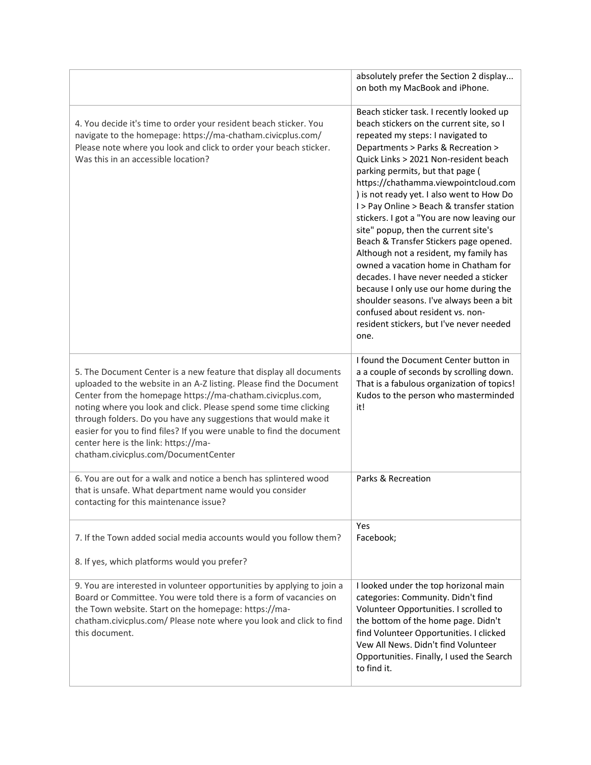| | |
|---|---|
| | absolutely prefer the Section 2 display... on both my MacBook and iPhone. |
| 4. You decide it's time to order your resident beach sticker. You navigate to the homepage: https://ma-chatham.civicplus.com/ Please note where you look and click to order your beach sticker. Was this in an accessible location? | Beach sticker task. I recently looked up beach stickers on the current site, so I repeated my steps: I navigated to Departments > Parks & Recreation > Quick Links > 2021 Non-resident beach parking permits, but that page ( https://chathamma.viewpointcloud.com ) is not ready yet. I also went to How Do I > Pay Online > Beach & transfer station stickers. I got a "You are now leaving our site" popup, then the current site's Beach & Transfer Stickers page opened. Although not a resident, my family has owned a vacation home in Chatham for decades. I have never needed a sticker because I only use our home during the shoulder seasons. I've always been a bit confused about resident vs. non-resident stickers, but I've never needed one. |
| 5. The Document Center is a new feature that display all documents uploaded to the website in an A-Z listing. Please find the Document Center from the homepage https://ma-chatham.civicplus.com, noting where you look and click. Please spend some time clicking through folders. Do you have any suggestions that would make it easier for you to find files? If you were unable to find the document center here is the link: https://ma-chatham.civicplus.com/DocumentCenter | I found the Document Center button in a a couple of seconds by scrolling down. That is a fabulous organization of topics! Kudos to the person who masterminded it! |
| 6. You are out for a walk and notice a bench has splintered wood that is unsafe. What department name would you consider contacting for this maintenance issue? | Parks & Recreation |
| 7. If the Town added social media accounts would you follow them?<br><br>8. If yes, which platforms would you prefer? | Yes<br>Facebook; |
| 9. You are interested in volunteer opportunities by applying to join a Board or Committee. You were told there is a form of vacancies on the Town website. Start on the homepage: https://ma-chatham.civicplus.com/ Please note where you look and click to find this document. | I looked under the top horizonal main categories: Community. Didn't find Volunteer Opportunities. I scrolled to the bottom of the home page. Didn't find Volunteer Opportunities. I clicked Vew All News. Didn't find Volunteer Opportunities. Finally, I used the Search to find it. |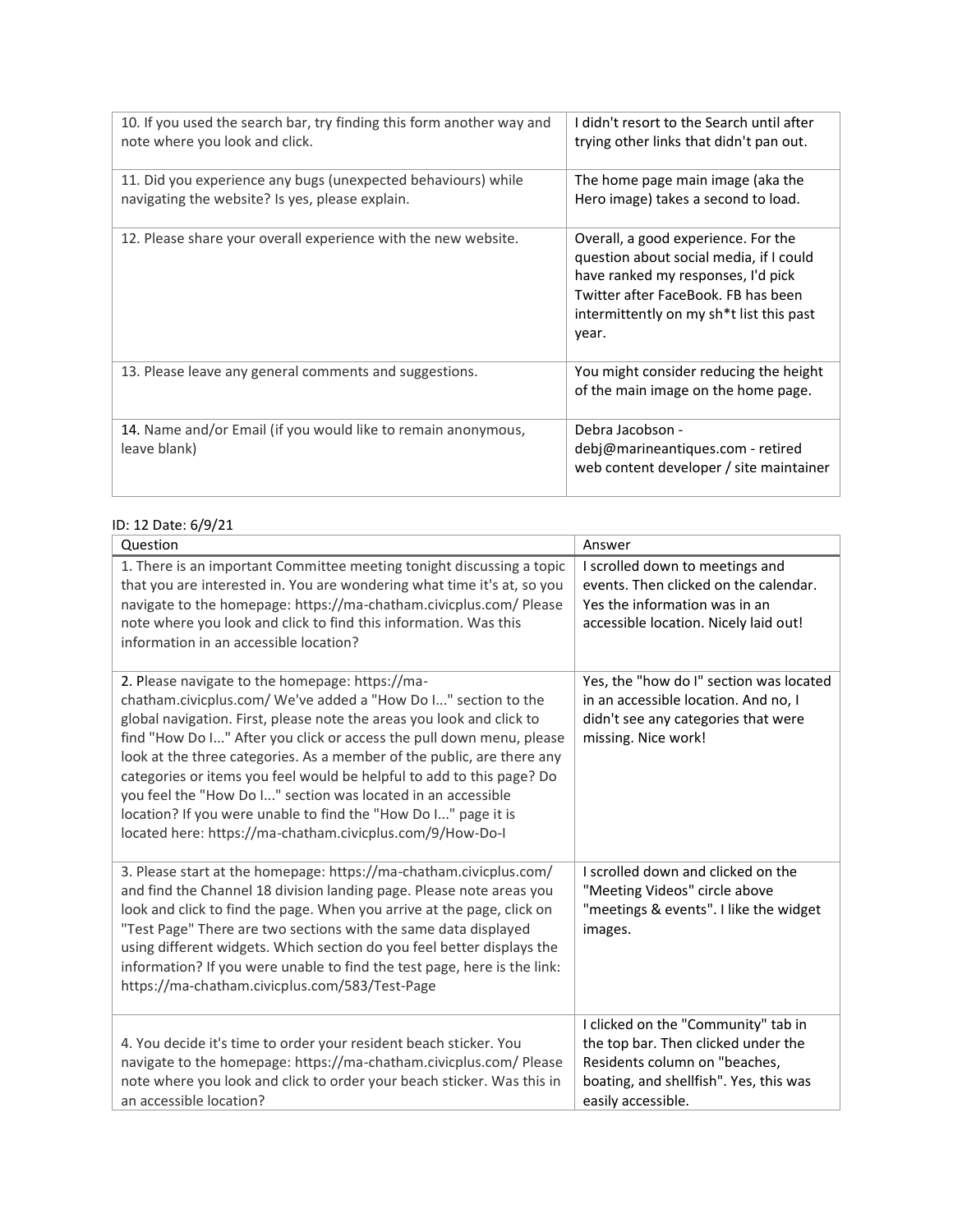| | |
|---|---|
| 10. If you used the search bar, try finding this form another way and note where you look and click. | I didn't resort to the Search until after trying other links that didn't pan out. |
| 11. Did you experience any bugs (unexpected behaviours) while navigating the website? Is yes, please explain. | The home page main image (aka the Hero image) takes a second to load. |
| 12. Please share your overall experience with the new website. | Overall, a good experience. For the question about social media, if I could have ranked my responses, I'd pick Twitter after FaceBook. FB has been intermittently on my sh*t list this past year. |
| 13. Please leave any general comments and suggestions. | You might consider reducing the height of the main image on the home page. |
| **14.** Name and/or Email (if you would like to remain anonymous, leave blank) | Debra Jacobson - debj@marineantiques.com - retired web content developer / site maintainer |

ID: 12 Date: 6/9/21

| Question | Answer |
|---|---|
| 1. There is an important Committee meeting tonight discussing a topic that you are interested in. You are wondering what time it's at, so you navigate to the homepage: https://ma-chatham.civicplus.com/ Please note where you look and click to find this information. Was this information in an accessible location? | I scrolled down to meetings and events. Then clicked on the calendar. Yes the information was in an accessible location. Nicely laid out! |
| **2.** Please navigate to the homepage: https://ma-chatham.civicplus.com/ We've added a "How Do I..." section to the global navigation. First, please note the areas you look and click to find "How Do I..." After you click or access the pull down menu, please look at the three categories. As a member of the public, are there any categories or items you feel would be helpful to add to this page? Do you feel the "How Do I..." section was located in an accessible location? If you were unable to find the "How Do I..." page it is located here: https://ma-chatham.civicplus.com/9/How-Do-I | Yes, the "how do I" section was located in an accessible location. And no, I didn't see any categories that were missing. Nice work! |
| 3. Please start at the homepage: https://ma-chatham.civicplus.com/ and find the Channel 18 division landing page. Please note areas you look and click to find the page. When you arrive at the page, click on "Test Page" There are two sections with the same data displayed using different widgets. Which section do you feel better displays the information? If you were unable to find the test page, here is the link: https://ma-chatham.civicplus.com/583/Test-Page | I scrolled down and clicked on the "Meeting Videos" circle above "meetings & events". I like the widget images. |
| 4. You decide it's time to order your resident beach sticker. You navigate to the homepage: https://ma-chatham.civicplus.com/ Please note where you look and click to order your beach sticker. Was this in an accessible location? | I clicked on the "Community" tab in the top bar. Then clicked under the Residents column on "beaches, boating, and shellfish". Yes, this was easily accessible. |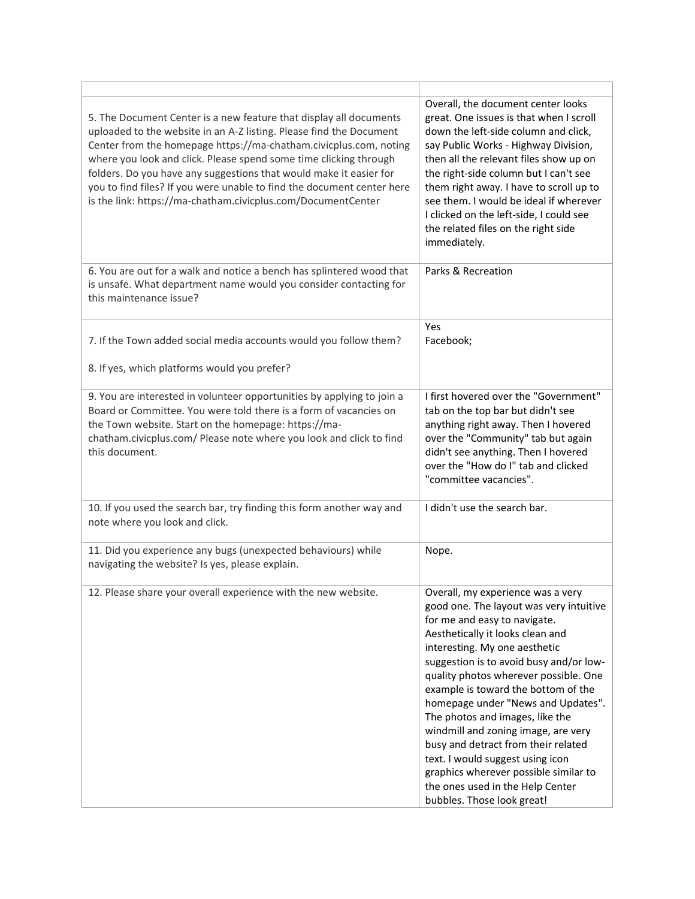| | |
|---|---|
| 5. The Document Center is a new feature that display all documents uploaded to the website in an A-Z listing. Please find the Document Center from the homepage https://ma-chatham.civicplus.com, noting where you look and click. Please spend some time clicking through folders. Do you have any suggestions that would make it easier for you to find files? If you were unable to find the document center here is the link: https://ma-chatham.civicplus.com/DocumentCenter | Overall, the document center looks great. One issues is that when I scroll down the left-side column and click, say Public Works - Highway Division, then all the relevant files show up on the right-side column but I can't see them right away. I have to scroll up to see them. I would be ideal if wherever I clicked on the left-side, I could see the related files on the right side immediately. |
| 6. You are out for a walk and notice a bench has splintered wood that is unsafe. What department name would you consider contacting for this maintenance issue? | Parks & Recreation |
| 7. If the Town added social media accounts would you follow them?<br><br>8. If yes, which platforms would you prefer? | Yes<br>Facebook; |
| 9. You are interested in volunteer opportunities by applying to join a Board or Committee. You were told there is a form of vacancies on the Town website. Start on the homepage: https://ma-chatham.civicplus.com/ Please note where you look and click to find this document. | I first hovered over the "Government" tab on the top bar but didn't see anything right away. Then I hovered over the "Community" tab but again didn't see anything. Then I hovered over the "How do I" tab and clicked "committee vacancies". |
| 10. If you used the search bar, try finding this form another way and note where you look and click. | I didn't use the search bar. |
| 11. Did you experience any bugs (unexpected behaviours) while navigating the website? Is yes, please explain. | Nope. |
| 12. Please share your overall experience with the new website. | Overall, my experience was a very good one. The layout was very intuitive for me and easy to navigate. Aesthetically it looks clean and interesting. My one aesthetic suggestion is to avoid busy and/or low-quality photos wherever possible. One example is toward the bottom of the homepage under "News and Updates". The photos and images, like the windmill and zoning image, are very busy and detract from their related text. I would suggest using icon graphics wherever possible similar to the ones used in the Help Center bubbles. Those look great! |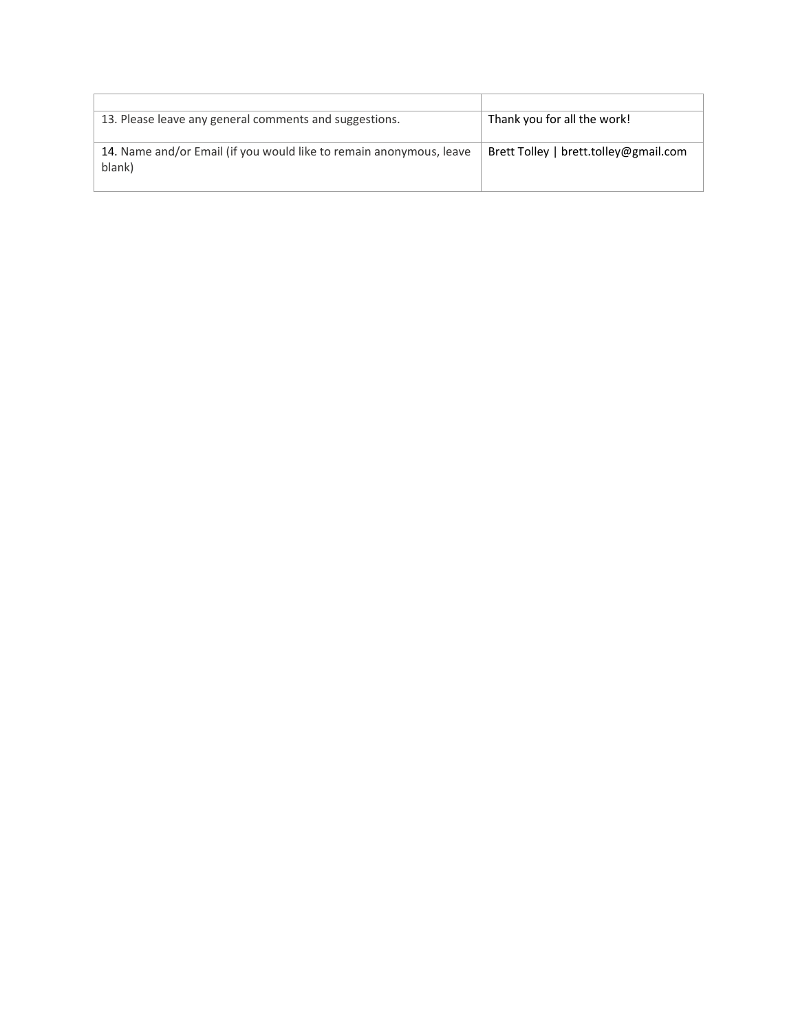| | |
|---|---|
| 13. Please leave any general comments and suggestions. | Thank you for all the work! |
| 14. Name and/or Email (if you would like to remain anonymous, leave blank) | Brett Tolley \| brett.tolley@gmail.com |